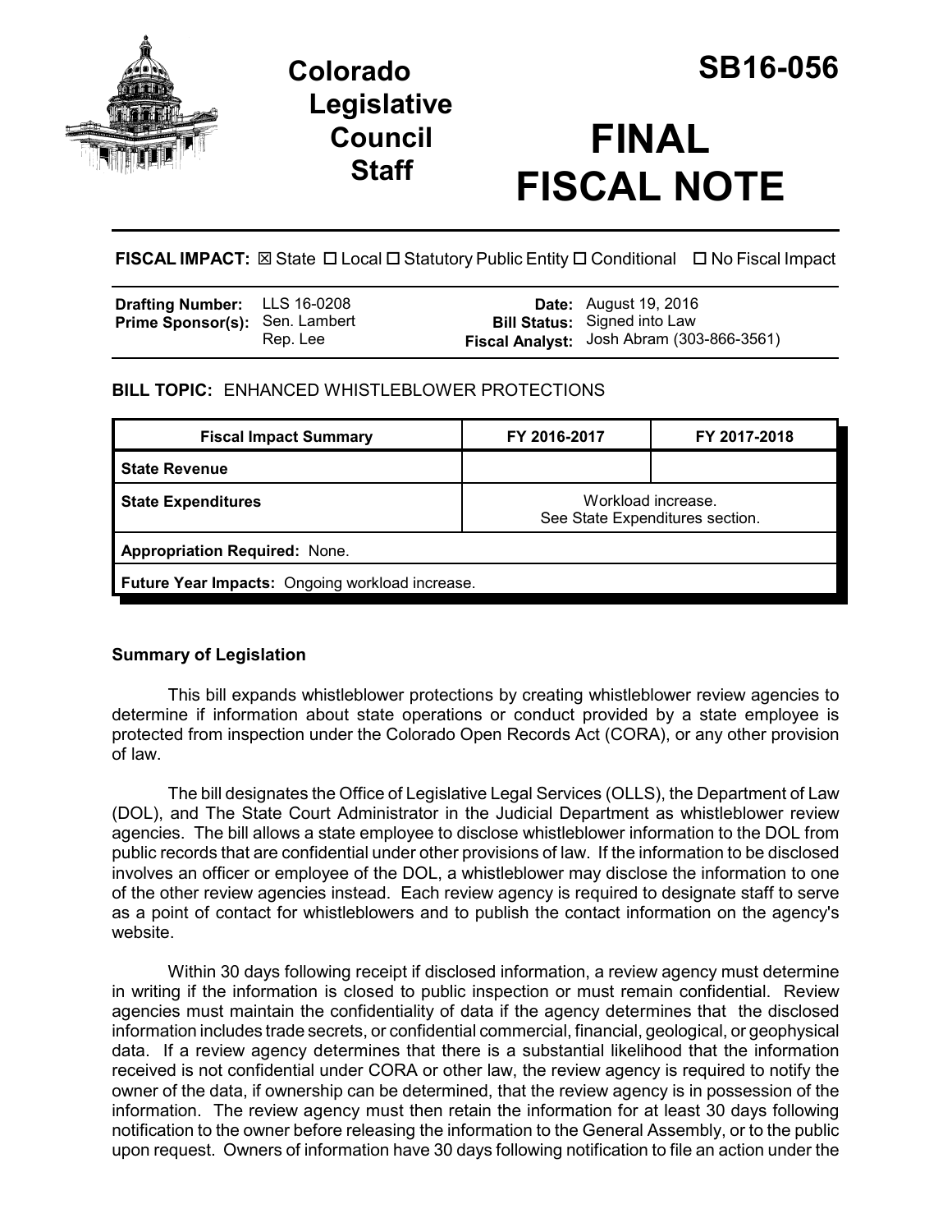# Colorado Legislative Council Staff

# SB16-056

# FINAL FISCAL NOTE

**FISCAL IMPACT:** ☒ State ☐ Local ☐ Statutory Public Entity ☐ Conditional ☐ No Fiscal Impact

| | | | |
|---|---|---|---|
| **Drafting Number:** | LLS 16-0208 | **Date:** | August 19, 2016 |
| **Prime Sponsor(s):** | Sen. Lambert<br>Rep. Lee | **Bill Status:** | Signed into Law |
| | | **Fiscal Analyst:** | Josh Abram (303-866-3561) |

**BILL TOPIC:** ENHANCED WHISTLEBLOWER PROTECTIONS

| Fiscal Impact Summary | FY 2016-2017 | FY 2017-2018 |
|---|---|---|
| **State Revenue** | | |
| **State Expenditures** | Workload increase. See State Expenditures section. | |
| **Appropriation Required:** None. | | |
| **Future Year Impacts:** Ongoing workload increase. | | |

### Summary of Legislation

This bill expands whistleblower protections by creating whistleblower review agencies to determine if information about state operations or conduct provided by a state employee is protected from inspection under the Colorado Open Records Act (CORA), or any other provision of law.

The bill designates the Office of Legislative Legal Services (OLLS), the Department of Law (DOL), and The State Court Administrator in the Judicial Department as whistleblower review agencies. The bill allows a state employee to disclose whistleblower information to the DOL from public records that are confidential under other provisions of law. If the information to be disclosed involves an officer or employee of the DOL, a whistleblower may disclose the information to one of the other review agencies instead. Each review agency is required to designate staff to serve as a point of contact for whistleblowers and to publish the contact information on the agency's website.

Within 30 days following receipt if disclosed information, a review agency must determine in writing if the information is closed to public inspection or must remain confidential. Review agencies must maintain the confidentiality of data if the agency determines that the disclosed information includes trade secrets, or confidential commercial, financial, geological, or geophysical data. If a review agency determines that there is a substantial likelihood that the information received is not confidential under CORA or other law, the review agency is required to notify the owner of the data, if ownership can be determined, that the review agency is in possession of the information. The review agency must then retain the information for at least 30 days following notification to the owner before releasing the information to the General Assembly, or to the public upon request. Owners of information have 30 days following notification to file an action under the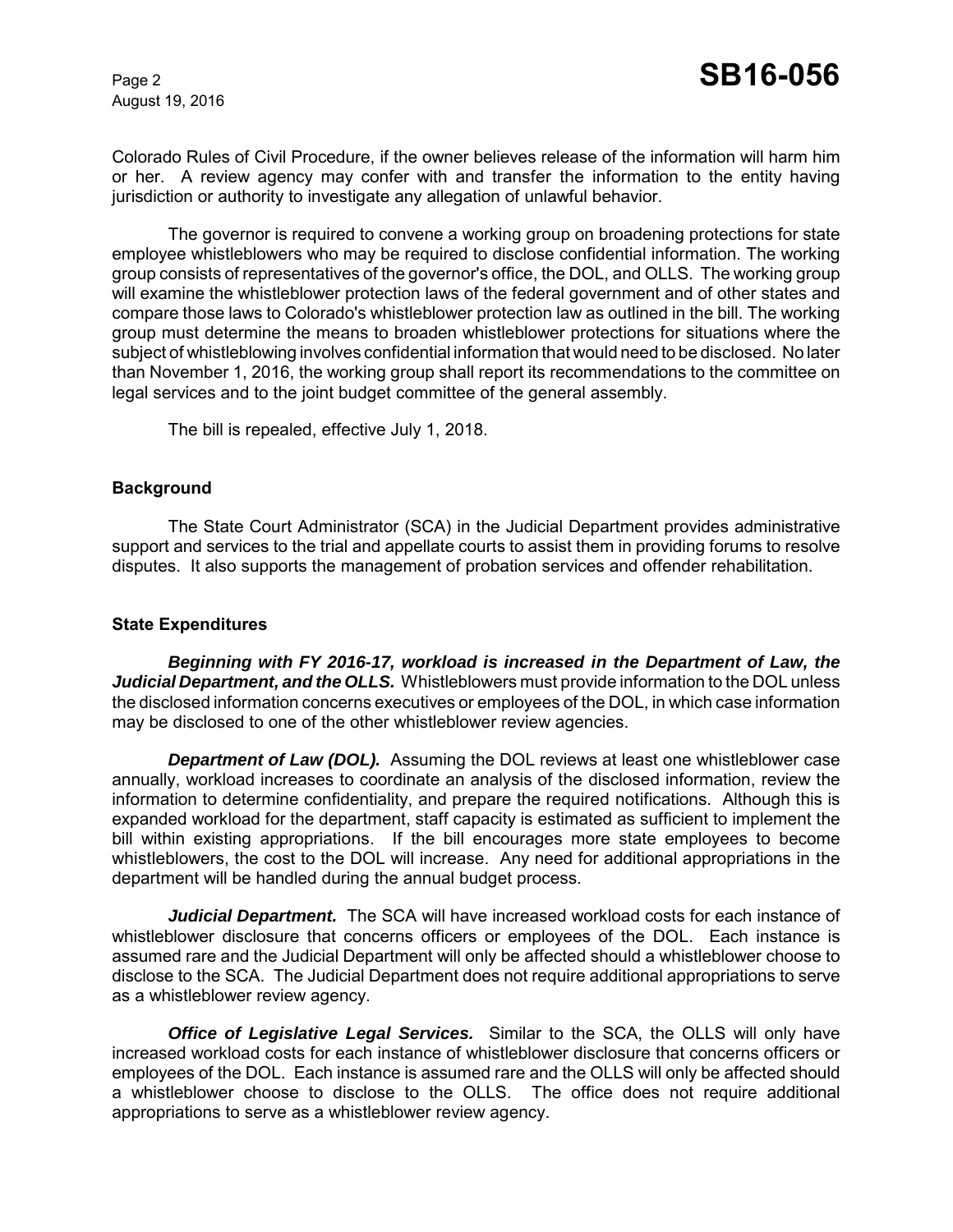Colorado Rules of Civil Procedure, if the owner believes release of the information will harm him or her. A review agency may confer with and transfer the information to the entity having jurisdiction or authority to investigate any allegation of unlawful behavior.

The governor is required to convene a working group on broadening protections for state employee whistleblowers who may be required to disclose confidential information. The working group consists of representatives of the governor's office, the DOL, and OLLS. The working group will examine the whistleblower protection laws of the federal government and of other states and compare those laws to Colorado's whistleblower protection law as outlined in the bill. The working group must determine the means to broaden whistleblower protections for situations where the subject of whistleblowing involves confidential information that would need to be disclosed. No later than November 1, 2016, the working group shall report its recommendations to the committee on legal services and to the joint budget committee of the general assembly.

The bill is repealed, effective July 1, 2018.

## Background

The State Court Administrator (SCA) in the Judicial Department provides administrative support and services to the trial and appellate courts to assist them in providing forums to resolve disputes. It also supports the management of probation services and offender rehabilitation.

## State Expenditures

***Beginning with FY 2016-17, workload is increased in the Department of Law, the Judicial Department, and the OLLS.*** Whistleblowers must provide information to the DOL unless the disclosed information concerns executives or employees of the DOL, in which case information may be disclosed to one of the other whistleblower review agencies.

***Department of Law (DOL).*** Assuming the DOL reviews at least one whistleblower case annually, workload increases to coordinate an analysis of the disclosed information, review the information to determine confidentiality, and prepare the required notifications. Although this is expanded workload for the department, staff capacity is estimated as sufficient to implement the bill within existing appropriations. If the bill encourages more state employees to become whistleblowers, the cost to the DOL will increase. Any need for additional appropriations in the department will be handled during the annual budget process.

***Judicial Department.*** The SCA will have increased workload costs for each instance of whistleblower disclosure that concerns officers or employees of the DOL. Each instance is assumed rare and the Judicial Department will only be affected should a whistleblower choose to disclose to the SCA. The Judicial Department does not require additional appropriations to serve as a whistleblower review agency.

***Office of Legislative Legal Services.*** Similar to the SCA, the OLLS will only have increased workload costs for each instance of whistleblower disclosure that concerns officers or employees of the DOL. Each instance is assumed rare and the OLLS will only be affected should a whistleblower choose to disclose to the OLLS. The office does not require additional appropriations to serve as a whistleblower review agency.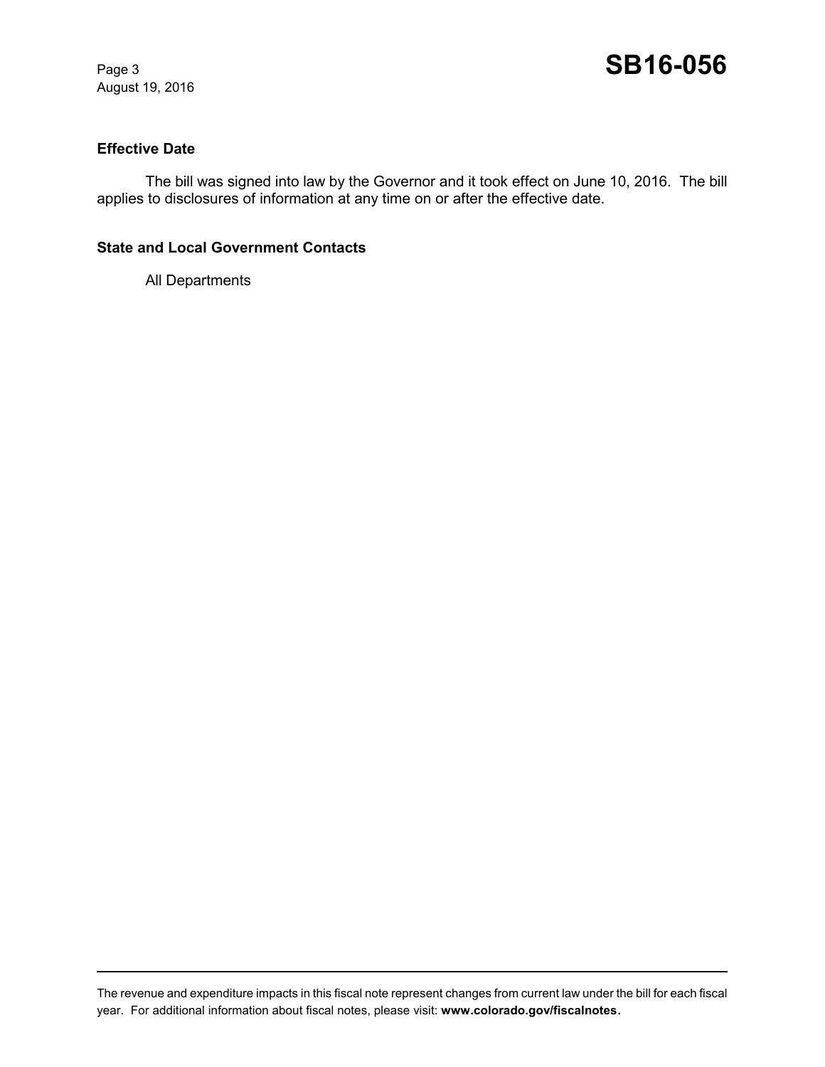**Effective Date**

The bill was signed into law by the Governor and it took effect on June 10, 2016. The bill applies to disclosures of information at any time on or after the effective date.

**State and Local Government Contacts**

All Departments

The revenue and expenditure impacts in this fiscal note represent changes from current law under the bill for each fiscal year. For additional information about fiscal notes, please visit: **www.colorado.gov/fiscalnotes.**